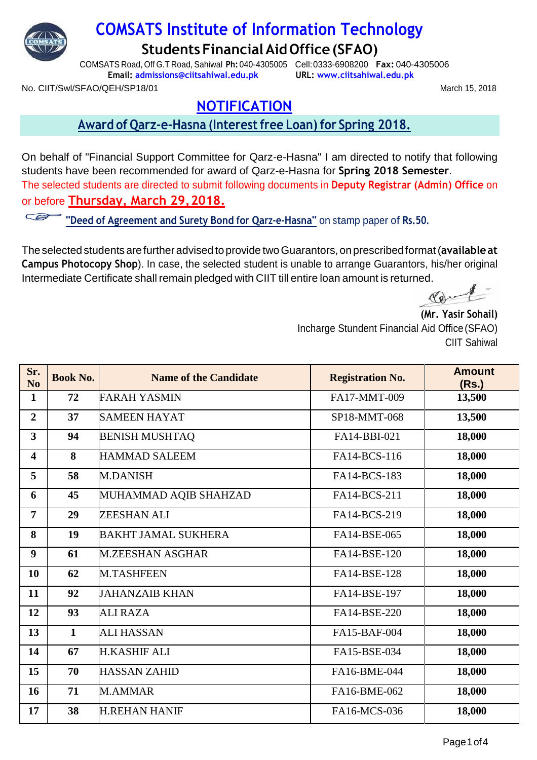# COMSATS Institute of Information Technology

## Students Financial Aid Office (SFAO)

COMSATS Road, Off G.T Road, Sahiwal **Ph:** 040-4305005 Cell: 0333-6908200 **Fax:** 040-4305006
**Email:** admissions@ciitsahiwal.edu.pk **URL:** www.ciitsahiwal.edu.pk

No. CIIT/Swl/SFAO/QEH/SP18/01

March 15, 2018

## NOTIFICATION

### Award of Qarz-e-Hasna (Interest free Loan) for Spring 2018.

On behalf of "Financial Support Committee for Qarz-e-Hasna" I am directed to notify that following students have been recommended for award of Qarz-e-Hasna for **Spring 2018 Semester**.

The selected students are directed to submit following documents in **Deputy Registrar (Admin) Office** on or before **Thursday, March 29, 2018.**

- **"Deed of Agreement and Surety Bond for Qarz-e-Hasna"** on stamp paper of **Rs.50.**

The selected students are further advised to provide two Guarantors, on prescribed format (**available at Campus Photocopy Shop**). In case, the selected student is unable to arrange Guarantors, his/her original Intermediate Certificate shall remain pledged with CIIT till entire loan amount is returned.

**(Mr. Yasir Sohail)**
Incharge Stundent Financial Aid Office (SFAO)
CIIT Sahiwal

| Sr. No | Book No. | Name of the Candidate | Registration No. | Amount (Rs.) |
|---|---|---|---|---|
| 1 | 72 | FARAH YASMIN | FA17-MMT-009 | 13,500 |
| 2 | 37 | SAMEEN HAYAT | SP18-MMT-068 | 13,500 |
| 3 | 94 | BENISH MUSHTAQ | FA14-BBI-021 | 18,000 |
| 4 | 8 | HAMMAD SALEEM | FA14-BCS-116 | 18,000 |
| 5 | 58 | M.DANISH | FA14-BCS-183 | 18,000 |
| 6 | 45 | MUHAMMAD AQIB SHAHZAD | FA14-BCS-211 | 18,000 |
| 7 | 29 | ZEESHAN ALI | FA14-BCS-219 | 18,000 |
| 8 | 19 | BAKHT JAMAL SUKHERA | FA14-BSE-065 | 18,000 |
| 9 | 61 | M.ZEESHAN ASGHAR | FA14-BSE-120 | 18,000 |
| 10 | 62 | M.TASHFEEN | FA14-BSE-128 | 18,000 |
| 11 | 92 | JAHANZAIB KHAN | FA14-BSE-197 | 18,000 |
| 12 | 93 | ALI RAZA | FA14-BSE-220 | 18,000 |
| 13 | 1 | ALI HASSAN | FA15-BAF-004 | 18,000 |
| 14 | 67 | H.KASHIF ALI | FA15-BSE-034 | 18,000 |
| 15 | 70 | HASSAN ZAHID | FA16-BME-044 | 18,000 |
| 16 | 71 | M.AMMAR | FA16-BME-062 | 18,000 |
| 17 | 38 | H.REHAN HANIF | FA16-MCS-036 | 18,000 |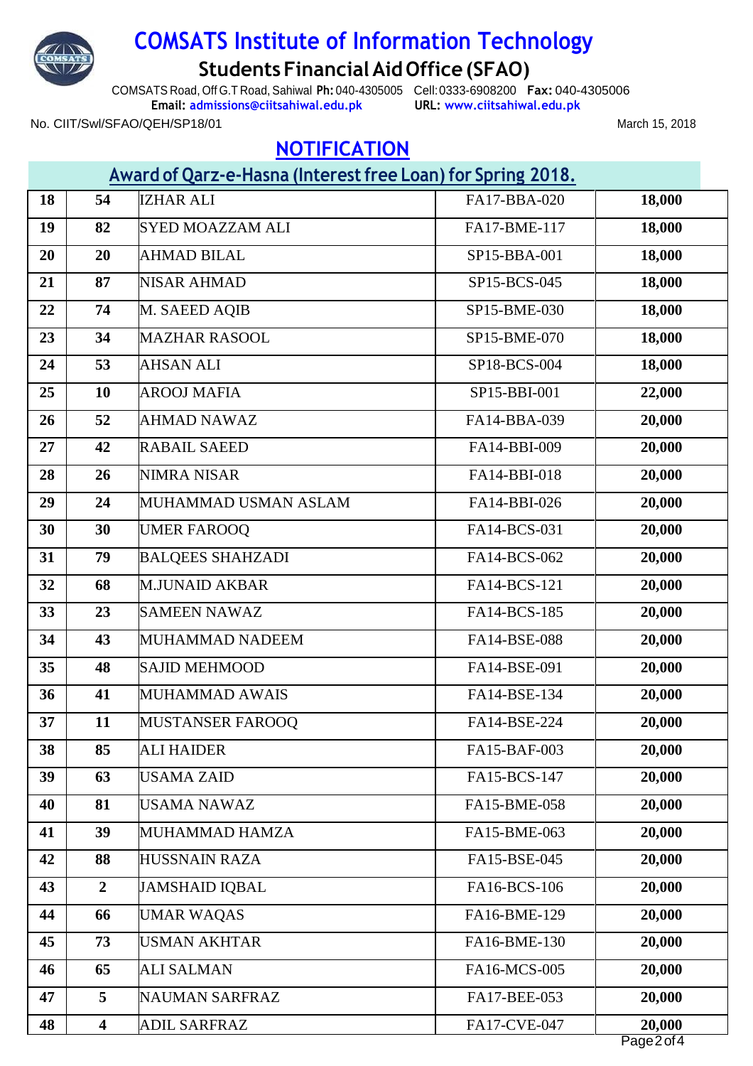# COMSATS Institute of Information Technology

## Students Financial Aid Office (SFAO)

COMSATS Road, Off G.T Road, Sahiwal **Ph:** 040-4305005 Cell: 0333-6908200 **Fax:** 040-4305006
**Email:** admissions@ciitsahiwal.edu.pk **URL:** www.ciitsahiwal.edu.pk

No. CIIT/Swl/SFAO/QEH/SP18/01

March 15, 2018

## NOTIFICATION

### Award of Qarz-e-Hasna (Interest free Loan) for Spring 2018.

| | | | | |
|---|---|---|---|---|
| 18 | 54 | IZHAR ALI | FA17-BBA-020 | 18,000 |
| 19 | 82 | SYED MOAZZAM ALI | FA17-BME-117 | 18,000 |
| 20 | 20 | AHMAD BILAL | SP15-BBA-001 | 18,000 |
| 21 | 87 | NISAR AHMAD | SP15-BCS-045 | 18,000 |
| 22 | 74 | M. SAEED AQIB | SP15-BME-030 | 18,000 |
| 23 | 34 | MAZHAR RASOOL | SP15-BME-070 | 18,000 |
| 24 | 53 | AHSAN ALI | SP18-BCS-004 | 18,000 |
| 25 | 10 | AROOJ MAFIA | SP15-BBI-001 | 22,000 |
| 26 | 52 | AHMAD NAWAZ | FA14-BBA-039 | 20,000 |
| 27 | 42 | RABAIL SAEED | FA14-BBI-009 | 20,000 |
| 28 | 26 | NIMRA NISAR | FA14-BBI-018 | 20,000 |
| 29 | 24 | MUHAMMAD USMAN ASLAM | FA14-BBI-026 | 20,000 |
| 30 | 30 | UMER FAROOQ | FA14-BCS-031 | 20,000 |
| 31 | 79 | BALQEES SHAHZADI | FA14-BCS-062 | 20,000 |
| 32 | 68 | M.JUNAID AKBAR | FA14-BCS-121 | 20,000 |
| 33 | 23 | SAMEEN NAWAZ | FA14-BCS-185 | 20,000 |
| 34 | 43 | MUHAMMAD NADEEM | FA14-BSE-088 | 20,000 |
| 35 | 48 | SAJID MEHMOOD | FA14-BSE-091 | 20,000 |
| 36 | 41 | MUHAMMAD AWAIS | FA14-BSE-134 | 20,000 |
| 37 | 11 | MUSTANSER FAROOQ | FA14-BSE-224 | 20,000 |
| 38 | 85 | ALI HAIDER | FA15-BAF-003 | 20,000 |
| 39 | 63 | USAMA ZAID | FA15-BCS-147 | 20,000 |
| 40 | 81 | USAMA NAWAZ | FA15-BME-058 | 20,000 |
| 41 | 39 | MUHAMMAD HAMZA | FA15-BME-063 | 20,000 |
| 42 | 88 | HUSSNAIN RAZA | FA15-BSE-045 | 20,000 |
| 43 | 2 | JAMSHAID IQBAL | FA16-BCS-106 | 20,000 |
| 44 | 66 | UMAR WAQAS | FA16-BME-129 | 20,000 |
| 45 | 73 | USMAN AKHTAR | FA16-BME-130 | 20,000 |
| 46 | 65 | ALI SALMAN | FA16-MCS-005 | 20,000 |
| 47 | 5 | NAUMAN SARFRAZ | FA17-BEE-053 | 20,000 |
| 48 | 4 | ADIL SARFRAZ | FA17-CVE-047 | 20,000 |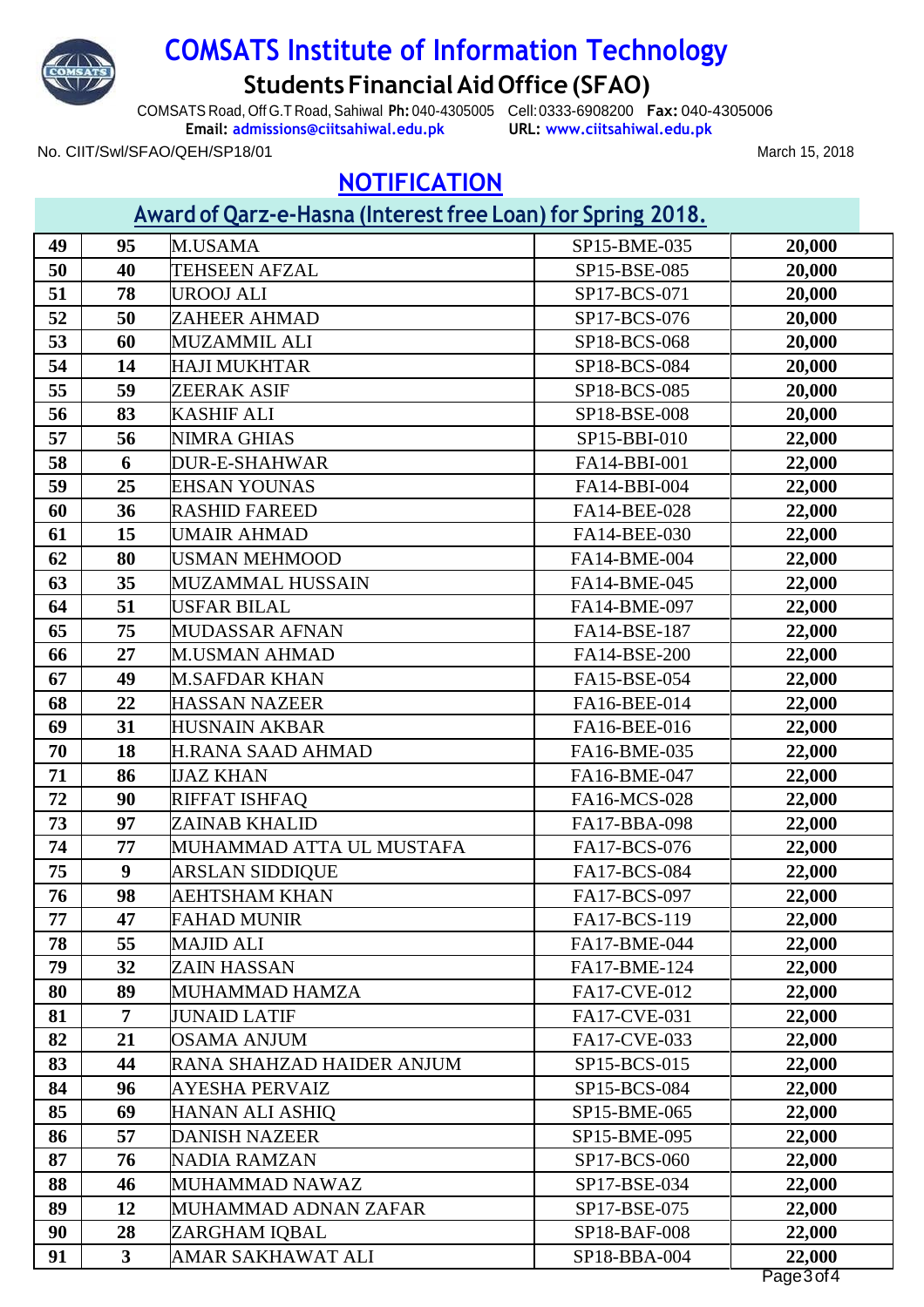# COMSATS Institute of Information Technology

## Students Financial Aid Office (SFAO)

COMSATS Road, Off G.T Road, Sahiwal **Ph:** 040-4305005 Cell: 0333-6908200 **Fax:** 040-4305006
**Email:** admissions@ciitsahiwal.edu.pk **URL:** www.ciitsahiwal.edu.pk

No. CIIT/Swl/SFAO/QEH/SP18/01 March 15, 2018

## NOTIFICATION

### Award of Qarz-e-Hasna (Interest free Loan) for Spring 2018.

| | | | | |
|---|---|---|---|---|
| 49 | 95 | M.USAMA | SP15-BME-035 | 20,000 |
| 50 | 40 | TEHSEEN AFZAL | SP15-BSE-085 | 20,000 |
| 51 | 78 | UROOJ ALI | SP17-BCS-071 | 20,000 |
| 52 | 50 | ZAHEER AHMAD | SP17-BCS-076 | 20,000 |
| 53 | 60 | MUZAMMIL ALI | SP18-BCS-068 | 20,000 |
| 54 | 14 | HAJI MUKHTAR | SP18-BCS-084 | 20,000 |
| 55 | 59 | ZEERAK ASIF | SP18-BCS-085 | 20,000 |
| 56 | 83 | KASHIF ALI | SP18-BSE-008 | 20,000 |
| 57 | 56 | NIMRA GHIAS | SP15-BBI-010 | 22,000 |
| 58 | 6 | DUR-E-SHAHWAR | FA14-BBI-001 | 22,000 |
| 59 | 25 | EHSAN YOUNAS | FA14-BBI-004 | 22,000 |
| 60 | 36 | RASHID FAREED | FA14-BEE-028 | 22,000 |
| 61 | 15 | UMAIR AHMAD | FA14-BEE-030 | 22,000 |
| 62 | 80 | USMAN MEHMOOD | FA14-BME-004 | 22,000 |
| 63 | 35 | MUZAMMAL HUSSAIN | FA14-BME-045 | 22,000 |
| 64 | 51 | USFAR BILAL | FA14-BME-097 | 22,000 |
| 65 | 75 | MUDASSAR AFNAN | FA14-BSE-187 | 22,000 |
| 66 | 27 | M.USMAN AHMAD | FA14-BSE-200 | 22,000 |
| 67 | 49 | M.SAFDAR KHAN | FA15-BSE-054 | 22,000 |
| 68 | 22 | HASSAN NAZEER | FA16-BEE-014 | 22,000 |
| 69 | 31 | HUSNAIN AKBAR | FA16-BEE-016 | 22,000 |
| 70 | 18 | H.RANA SAAD AHMAD | FA16-BME-035 | 22,000 |
| 71 | 86 | IJAZ KHAN | FA16-BME-047 | 22,000 |
| 72 | 90 | RIFFAT ISHFAQ | FA16-MCS-028 | 22,000 |
| 73 | 97 | ZAINAB KHALID | FA17-BBA-098 | 22,000 |
| 74 | 77 | MUHAMMAD ATTA UL MUSTAFA | FA17-BCS-076 | 22,000 |
| 75 | 9 | ARSLAN SIDDIQUE | FA17-BCS-084 | 22,000 |
| 76 | 98 | AEHTSHAM KHAN | FA17-BCS-097 | 22,000 |
| 77 | 47 | FAHAD MUNIR | FA17-BCS-119 | 22,000 |
| 78 | 55 | MAJID ALI | FA17-BME-044 | 22,000 |
| 79 | 32 | ZAIN HASSAN | FA17-BME-124 | 22,000 |
| 80 | 89 | MUHAMMAD HAMZA | FA17-CVE-012 | 22,000 |
| 81 | 7 | JUNAID LATIF | FA17-CVE-031 | 22,000 |
| 82 | 21 | OSAMA ANJUM | FA17-CVE-033 | 22,000 |
| 83 | 44 | RANA SHAHZAD HAIDER ANJUM | SP15-BCS-015 | 22,000 |
| 84 | 96 | AYESHA PERVAIZ | SP15-BCS-084 | 22,000 |
| 85 | 69 | HANAN ALI ASHIQ | SP15-BME-065 | 22,000 |
| 86 | 57 | DANISH NAZEER | SP15-BME-095 | 22,000 |
| 87 | 76 | NADIA RAMZAN | SP17-BCS-060 | 22,000 |
| 88 | 46 | MUHAMMAD NAWAZ | SP17-BSE-034 | 22,000 |
| 89 | 12 | MUHAMMAD ADNAN ZAFAR | SP17-BSE-075 | 22,000 |
| 90 | 28 | ZARGHAM IQBAL | SP18-BAF-008 | 22,000 |
| 91 | 3 | AMAR SAKHAWAT ALI | SP18-BBA-004 | 22,000 |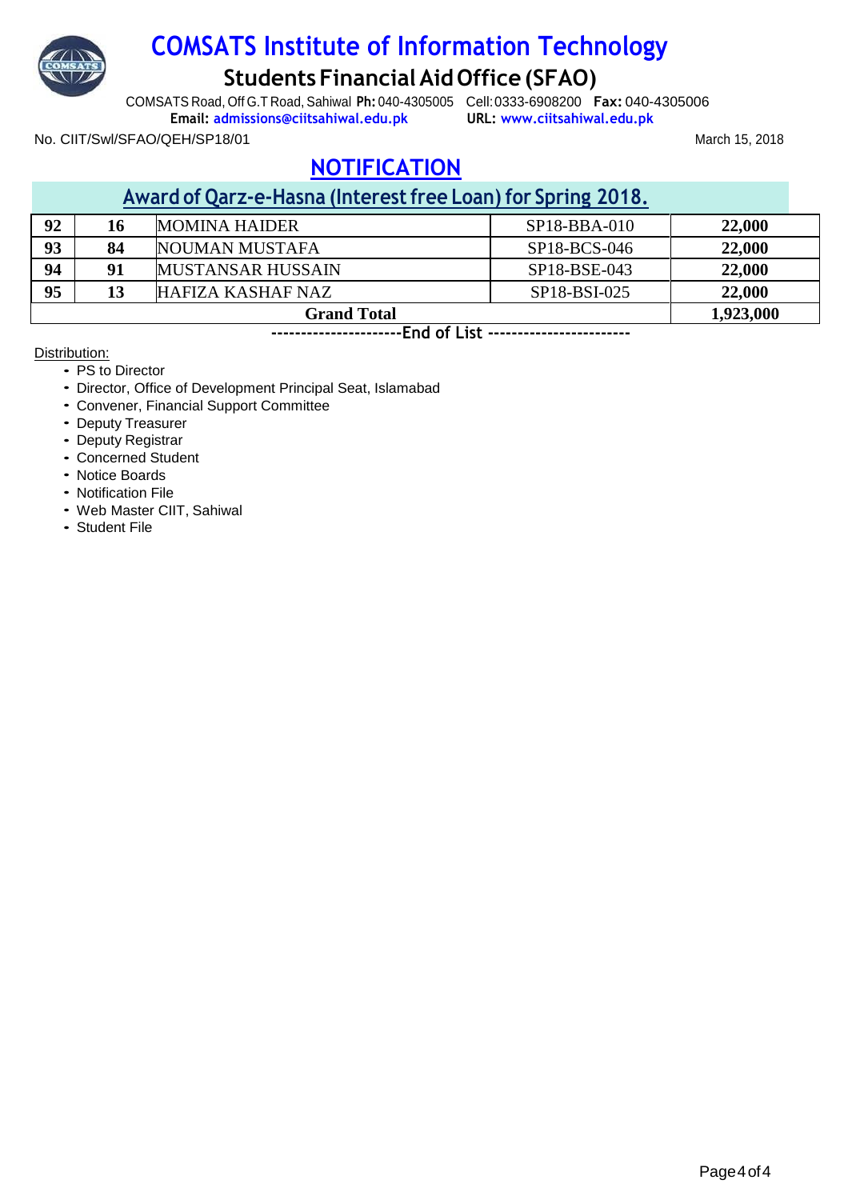# COMSATS Institute of Information Technology

## Students Financial Aid Office (SFAO)

COMSATS Road, Off G.T Road, Sahiwal **Ph:** 040-4305005 Cell: 0333-6908200 **Fax:** 040-4305006
**Email:** admissions@ciitsahiwal.edu.pk **URL:** www.ciitsahiwal.edu.pk

No. CIIT/Swl/SFAO/QEH/SP18/01 March 15, 2018

## NOTIFICATION

### Award of Qarz-e-Hasna (Interest free Loan) for Spring 2018.

| | | | | |
|---|---|---|---|---|
| **92** | **16** | MOMINA HAIDER | SP18-BBA-010 | **22,000** |
| **93** | **84** | NOUMAN MUSTAFA | SP18-BCS-046 | **22,000** |
| **94** | **91** | MUSTANSAR HUSSAIN | SP18-BSE-043 | **22,000** |
| **95** | **13** | HAFIZA KASHAF NAZ | SP18-BSI-025 | **22,000** |
| **Grand Total** | | | | **1,923,000** |

---------------------End of List -----------------------

Distribution:

- PS to Director
- Director, Office of Development Principal Seat, Islamabad
- Convener, Financial Support Committee
- Deputy Treasurer
- Deputy Registrar
- Concerned Student
- Notice Boards
- Notification File
- Web Master CIIT, Sahiwal
- Student File